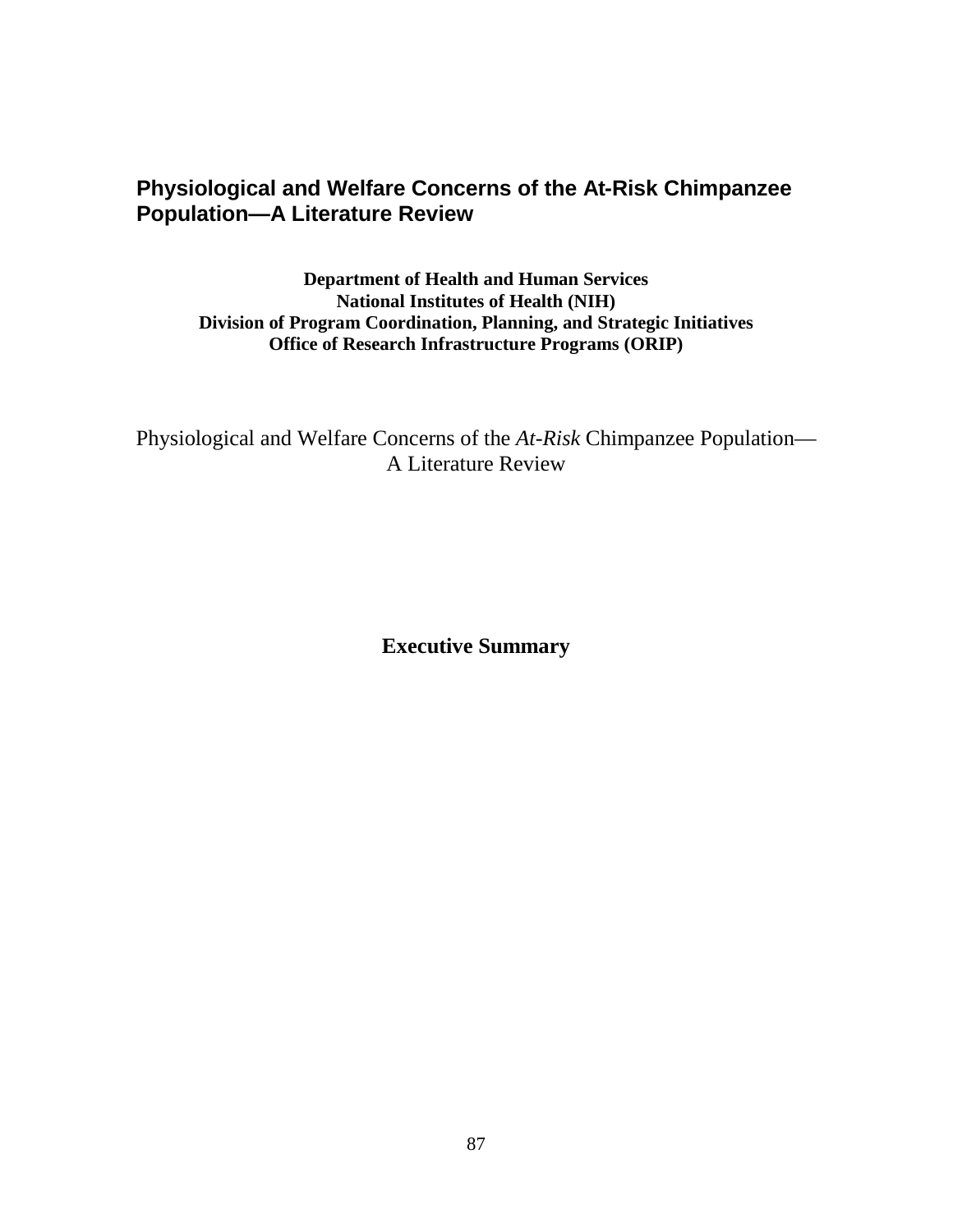# Physiological and Welfare Concerns of the At-Risk Chimpanzee Population—A Literature Review

**Department of Health and Human Services**
**National Institutes of Health (NIH)**
**Division of Program Coordination, Planning, and Strategic Initiatives**
**Office of Research Infrastructure Programs (ORIP)**

Physiological and Welfare Concerns of the *At-Risk* Chimpanzee Population—
A Literature Review

## Executive Summary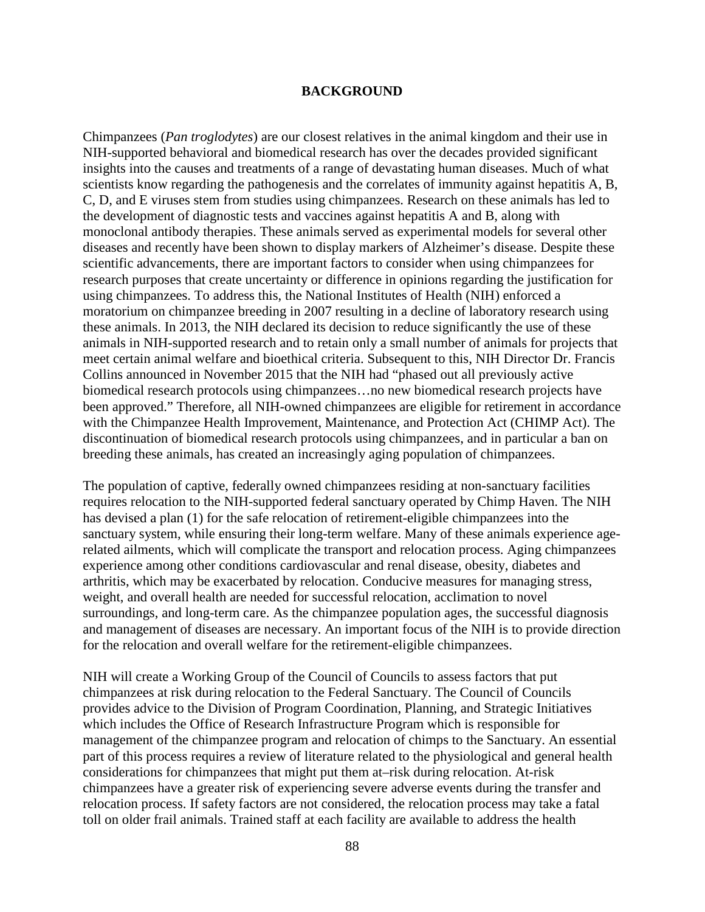## BACKGROUND

Chimpanzees (*Pan troglodytes*) are our closest relatives in the animal kingdom and their use in NIH-supported behavioral and biomedical research has over the decades provided significant insights into the causes and treatments of a range of devastating human diseases. Much of what scientists know regarding the pathogenesis and the correlates of immunity against hepatitis A, B, C, D, and E viruses stem from studies using chimpanzees. Research on these animals has led to the development of diagnostic tests and vaccines against hepatitis A and B, along with monoclonal antibody therapies. These animals served as experimental models for several other diseases and recently have been shown to display markers of Alzheimer's disease. Despite these scientific advancements, there are important factors to consider when using chimpanzees for research purposes that create uncertainty or difference in opinions regarding the justification for using chimpanzees. To address this, the National Institutes of Health (NIH) enforced a moratorium on chimpanzee breeding in 2007 resulting in a decline of laboratory research using these animals. In 2013, the NIH declared its decision to reduce significantly the use of these animals in NIH-supported research and to retain only a small number of animals for projects that meet certain animal welfare and bioethical criteria. Subsequent to this, NIH Director Dr. Francis Collins announced in November 2015 that the NIH had "phased out all previously active biomedical research protocols using chimpanzees…no new biomedical research projects have been approved." Therefore, all NIH-owned chimpanzees are eligible for retirement in accordance with the Chimpanzee Health Improvement, Maintenance, and Protection Act (CHIMP Act). The discontinuation of biomedical research protocols using chimpanzees, and in particular a ban on breeding these animals, has created an increasingly aging population of chimpanzees.

The population of captive, federally owned chimpanzees residing at non-sanctuary facilities requires relocation to the NIH-supported federal sanctuary operated by Chimp Haven. The NIH has devised a plan (1) for the safe relocation of retirement-eligible chimpanzees into the sanctuary system, while ensuring their long-term welfare. Many of these animals experience age-related ailments, which will complicate the transport and relocation process. Aging chimpanzees experience among other conditions cardiovascular and renal disease, obesity, diabetes and arthritis, which may be exacerbated by relocation. Conducive measures for managing stress, weight, and overall health are needed for successful relocation, acclimation to novel surroundings, and long-term care. As the chimpanzee population ages, the successful diagnosis and management of diseases are necessary. An important focus of the NIH is to provide direction for the relocation and overall welfare for the retirement-eligible chimpanzees.

NIH will create a Working Group of the Council of Councils to assess factors that put chimpanzees at risk during relocation to the Federal Sanctuary. The Council of Councils provides advice to the Division of Program Coordination, Planning, and Strategic Initiatives which includes the Office of Research Infrastructure Program which is responsible for management of the chimpanzee program and relocation of chimps to the Sanctuary. An essential part of this process requires a review of literature related to the physiological and general health considerations for chimpanzees that might put them at–risk during relocation. At-risk chimpanzees have a greater risk of experiencing severe adverse events during the transfer and relocation process. If safety factors are not considered, the relocation process may take a fatal toll on older frail animals. Trained staff at each facility are available to address the health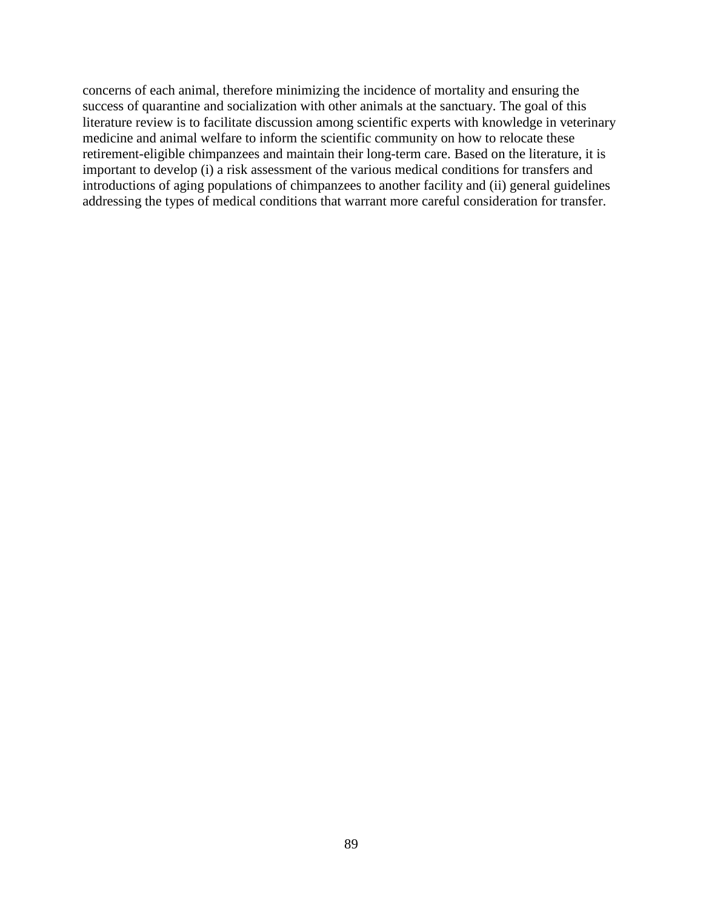concerns of each animal, therefore minimizing the incidence of mortality and ensuring the success of quarantine and socialization with other animals at the sanctuary. The goal of this literature review is to facilitate discussion among scientific experts with knowledge in veterinary medicine and animal welfare to inform the scientific community on how to relocate these retirement-eligible chimpanzees and maintain their long-term care. Based on the literature, it is important to develop (i) a risk assessment of the various medical conditions for transfers and introductions of aging populations of chimpanzees to another facility and (ii) general guidelines addressing the types of medical conditions that warrant more careful consideration for transfer.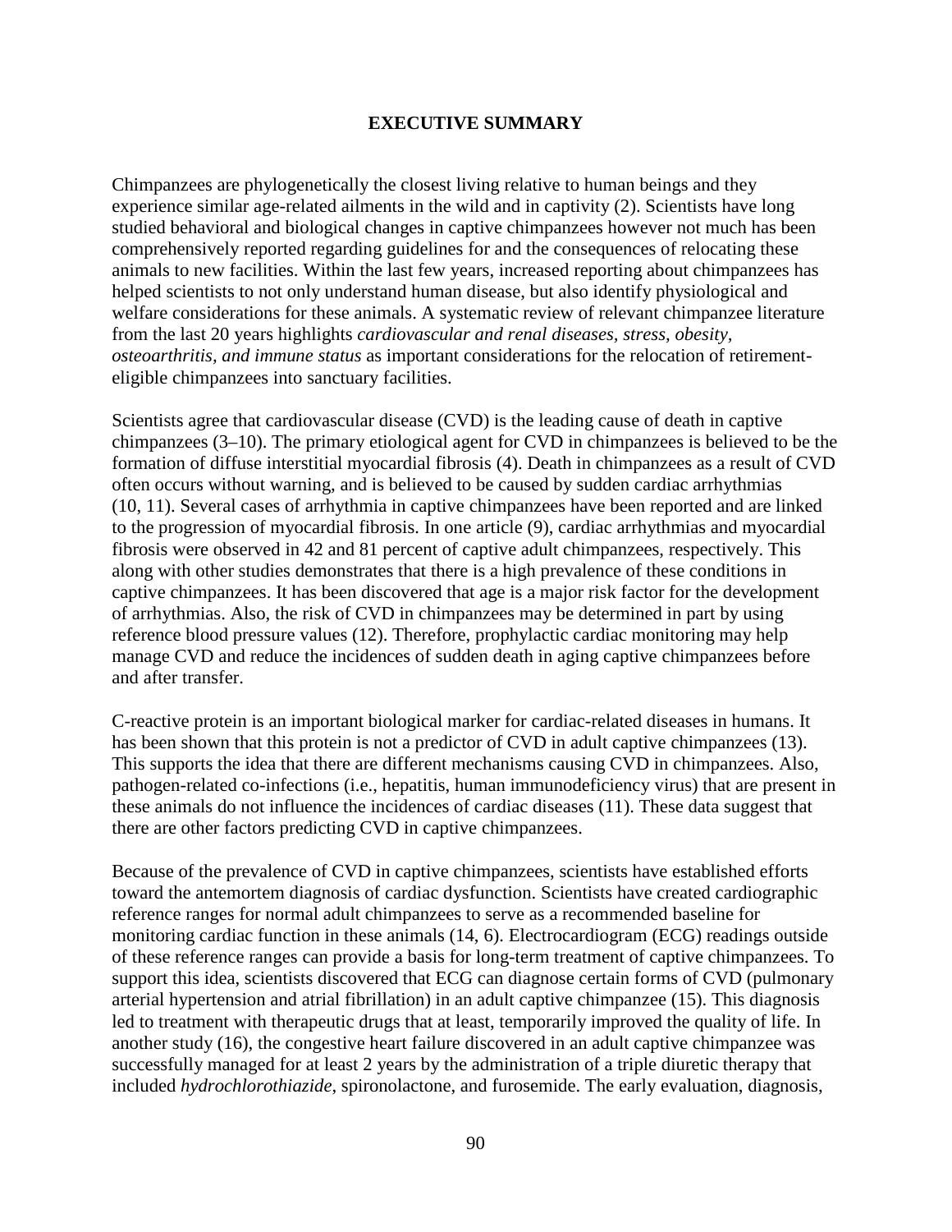# EXECUTIVE SUMMARY

Chimpanzees are phylogenetically the closest living relative to human beings and they experience similar age-related ailments in the wild and in captivity (2). Scientists have long studied behavioral and biological changes in captive chimpanzees however not much has been comprehensively reported regarding guidelines for and the consequences of relocating these animals to new facilities. Within the last few years, increased reporting about chimpanzees has helped scientists to not only understand human disease, but also identify physiological and welfare considerations for these animals. A systematic review of relevant chimpanzee literature from the last 20 years highlights *cardiovascular and renal diseases, stress, obesity, osteoarthritis, and immune status* as important considerations for the relocation of retirement-eligible chimpanzees into sanctuary facilities.

Scientists agree that cardiovascular disease (CVD) is the leading cause of death in captive chimpanzees (3–10). The primary etiological agent for CVD in chimpanzees is believed to be the formation of diffuse interstitial myocardial fibrosis (4). Death in chimpanzees as a result of CVD often occurs without warning, and is believed to be caused by sudden cardiac arrhythmias (10, 11). Several cases of arrhythmia in captive chimpanzees have been reported and are linked to the progression of myocardial fibrosis. In one article (9), cardiac arrhythmias and myocardial fibrosis were observed in 42 and 81 percent of captive adult chimpanzees, respectively. This along with other studies demonstrates that there is a high prevalence of these conditions in captive chimpanzees. It has been discovered that age is a major risk factor for the development of arrhythmias. Also, the risk of CVD in chimpanzees may be determined in part by using reference blood pressure values (12). Therefore, prophylactic cardiac monitoring may help manage CVD and reduce the incidences of sudden death in aging captive chimpanzees before and after transfer.

C-reactive protein is an important biological marker for cardiac-related diseases in humans. It has been shown that this protein is not a predictor of CVD in adult captive chimpanzees (13). This supports the idea that there are different mechanisms causing CVD in chimpanzees. Also, pathogen-related co-infections (i.e., hepatitis, human immunodeficiency virus) that are present in these animals do not influence the incidences of cardiac diseases (11). These data suggest that there are other factors predicting CVD in captive chimpanzees.

Because of the prevalence of CVD in captive chimpanzees, scientists have established efforts toward the antemortem diagnosis of cardiac dysfunction. Scientists have created cardiographic reference ranges for normal adult chimpanzees to serve as a recommended baseline for monitoring cardiac function in these animals (14, 6). Electrocardiogram (ECG) readings outside of these reference ranges can provide a basis for long-term treatment of captive chimpanzees. To support this idea, scientists discovered that ECG can diagnose certain forms of CVD (pulmonary arterial hypertension and atrial fibrillation) in an adult captive chimpanzee (15). This diagnosis led to treatment with therapeutic drugs that at least, temporarily improved the quality of life. In another study (16), the congestive heart failure discovered in an adult captive chimpanzee was successfully managed for at least 2 years by the administration of a triple diuretic therapy that included *hydrochlorothiazide*, spironolactone, and furosemide. The early evaluation, diagnosis,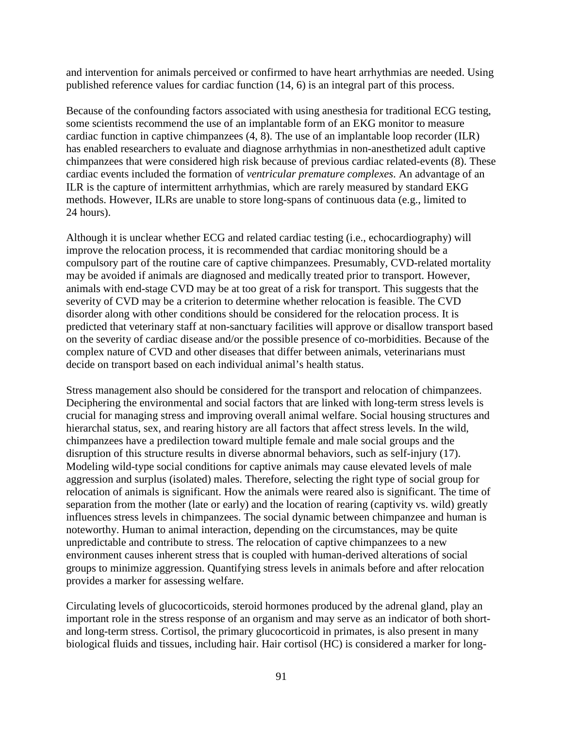and intervention for animals perceived or confirmed to have heart arrhythmias are needed. Using published reference values for cardiac function (14, 6) is an integral part of this process.

Because of the confounding factors associated with using anesthesia for traditional ECG testing, some scientists recommend the use of an implantable form of an EKG monitor to measure cardiac function in captive chimpanzees (4, 8). The use of an implantable loop recorder (ILR) has enabled researchers to evaluate and diagnose arrhythmias in non-anesthetized adult captive chimpanzees that were considered high risk because of previous cardiac related-events (8). These cardiac events included the formation of *ventricular premature complexes*. An advantage of an ILR is the capture of intermittent arrhythmias, which are rarely measured by standard EKG methods. However, ILRs are unable to store long-spans of continuous data (e.g., limited to 24 hours).

Although it is unclear whether ECG and related cardiac testing (i.e., echocardiography) will improve the relocation process, it is recommended that cardiac monitoring should be a compulsory part of the routine care of captive chimpanzees. Presumably, CVD-related mortality may be avoided if animals are diagnosed and medically treated prior to transport. However, animals with end-stage CVD may be at too great of a risk for transport. This suggests that the severity of CVD may be a criterion to determine whether relocation is feasible. The CVD disorder along with other conditions should be considered for the relocation process. It is predicted that veterinary staff at non-sanctuary facilities will approve or disallow transport based on the severity of cardiac disease and/or the possible presence of co-morbidities. Because of the complex nature of CVD and other diseases that differ between animals, veterinarians must decide on transport based on each individual animal's health status.

Stress management also should be considered for the transport and relocation of chimpanzees. Deciphering the environmental and social factors that are linked with long-term stress levels is crucial for managing stress and improving overall animal welfare. Social housing structures and hierarchal status, sex, and rearing history are all factors that affect stress levels. In the wild, chimpanzees have a predilection toward multiple female and male social groups and the disruption of this structure results in diverse abnormal behaviors, such as self-injury (17). Modeling wild-type social conditions for captive animals may cause elevated levels of male aggression and surplus (isolated) males. Therefore, selecting the right type of social group for relocation of animals is significant. How the animals were reared also is significant. The time of separation from the mother (late or early) and the location of rearing (captivity vs. wild) greatly influences stress levels in chimpanzees. The social dynamic between chimpanzee and human is noteworthy. Human to animal interaction, depending on the circumstances, may be quite unpredictable and contribute to stress. The relocation of captive chimpanzees to a new environment causes inherent stress that is coupled with human-derived alterations of social groups to minimize aggression. Quantifying stress levels in animals before and after relocation provides a marker for assessing welfare.

Circulating levels of glucocorticoids, steroid hormones produced by the adrenal gland, play an important role in the stress response of an organism and may serve as an indicator of both short- and long-term stress. Cortisol, the primary glucocorticoid in primates, is also present in many biological fluids and tissues, including hair. Hair cortisol (HC) is considered a marker for long-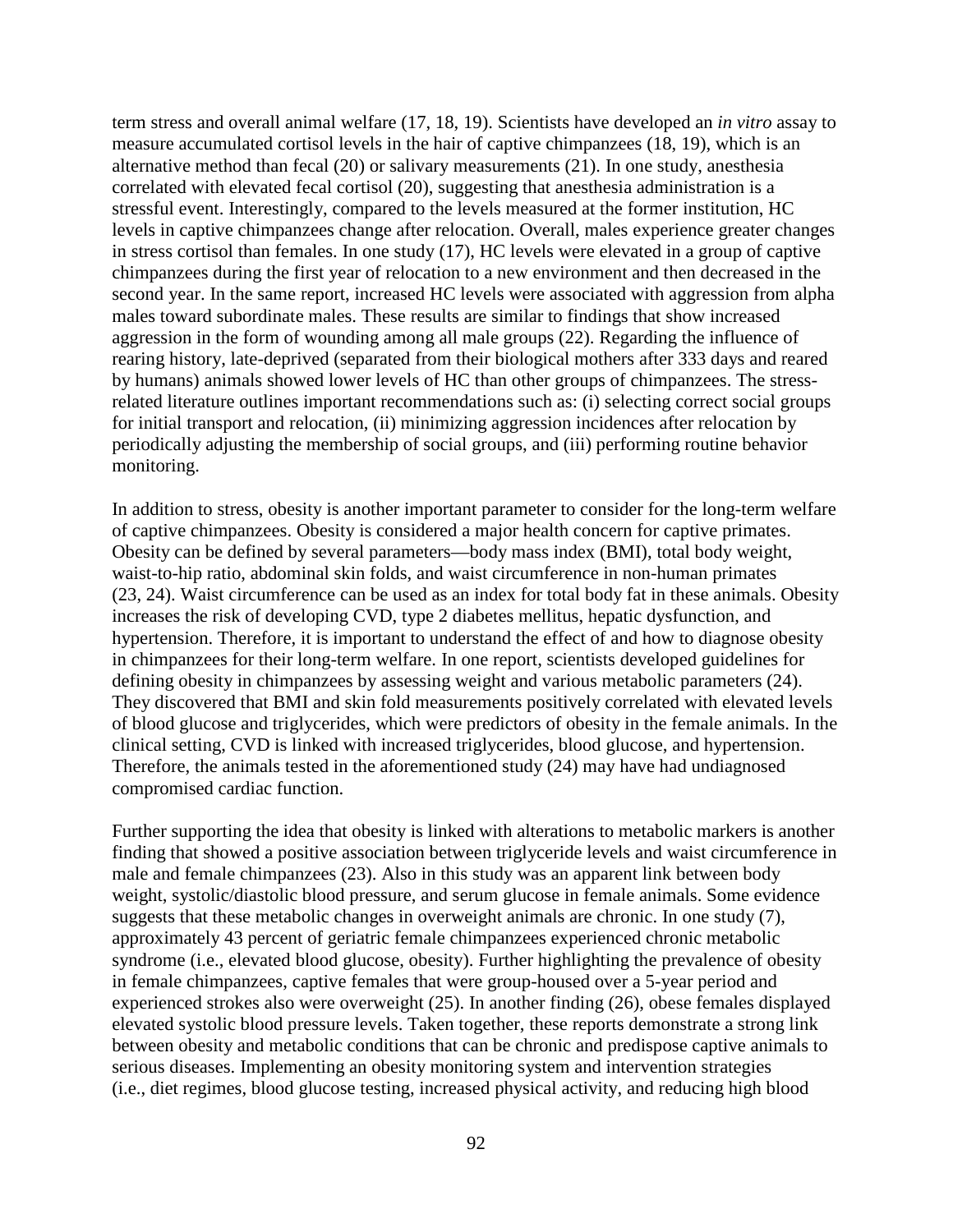term stress and overall animal welfare (17, 18, 19). Scientists have developed an *in vitro* assay to measure accumulated cortisol levels in the hair of captive chimpanzees (18, 19), which is an alternative method than fecal (20) or salivary measurements (21). In one study, anesthesia correlated with elevated fecal cortisol (20), suggesting that anesthesia administration is a stressful event. Interestingly, compared to the levels measured at the former institution, HC levels in captive chimpanzees change after relocation. Overall, males experience greater changes in stress cortisol than females. In one study (17), HC levels were elevated in a group of captive chimpanzees during the first year of relocation to a new environment and then decreased in the second year. In the same report, increased HC levels were associated with aggression from alpha males toward subordinate males. These results are similar to findings that show increased aggression in the form of wounding among all male groups (22). Regarding the influence of rearing history, late-deprived (separated from their biological mothers after 333 days and reared by humans) animals showed lower levels of HC than other groups of chimpanzees. The stress-related literature outlines important recommendations such as: (i) selecting correct social groups for initial transport and relocation, (ii) minimizing aggression incidences after relocation by periodically adjusting the membership of social groups, and (iii) performing routine behavior monitoring.

In addition to stress, obesity is another important parameter to consider for the long-term welfare of captive chimpanzees. Obesity is considered a major health concern for captive primates. Obesity can be defined by several parameters—body mass index (BMI), total body weight, waist-to-hip ratio, abdominal skin folds, and waist circumference in non-human primates (23, 24). Waist circumference can be used as an index for total body fat in these animals. Obesity increases the risk of developing CVD, type 2 diabetes mellitus, hepatic dysfunction, and hypertension. Therefore, it is important to understand the effect of and how to diagnose obesity in chimpanzees for their long-term welfare. In one report, scientists developed guidelines for defining obesity in chimpanzees by assessing weight and various metabolic parameters (24). They discovered that BMI and skin fold measurements positively correlated with elevated levels of blood glucose and triglycerides, which were predictors of obesity in the female animals. In the clinical setting, CVD is linked with increased triglycerides, blood glucose, and hypertension. Therefore, the animals tested in the aforementioned study (24) may have had undiagnosed compromised cardiac function.

Further supporting the idea that obesity is linked with alterations to metabolic markers is another finding that showed a positive association between triglyceride levels and waist circumference in male and female chimpanzees (23). Also in this study was an apparent link between body weight, systolic/diastolic blood pressure, and serum glucose in female animals. Some evidence suggests that these metabolic changes in overweight animals are chronic. In one study (7), approximately 43 percent of geriatric female chimpanzees experienced chronic metabolic syndrome (i.e., elevated blood glucose, obesity). Further highlighting the prevalence of obesity in female chimpanzees, captive females that were group-housed over a 5-year period and experienced strokes also were overweight (25). In another finding (26), obese females displayed elevated systolic blood pressure levels. Taken together, these reports demonstrate a strong link between obesity and metabolic conditions that can be chronic and predispose captive animals to serious diseases. Implementing an obesity monitoring system and intervention strategies (i.e., diet regimes, blood glucose testing, increased physical activity, and reducing high blood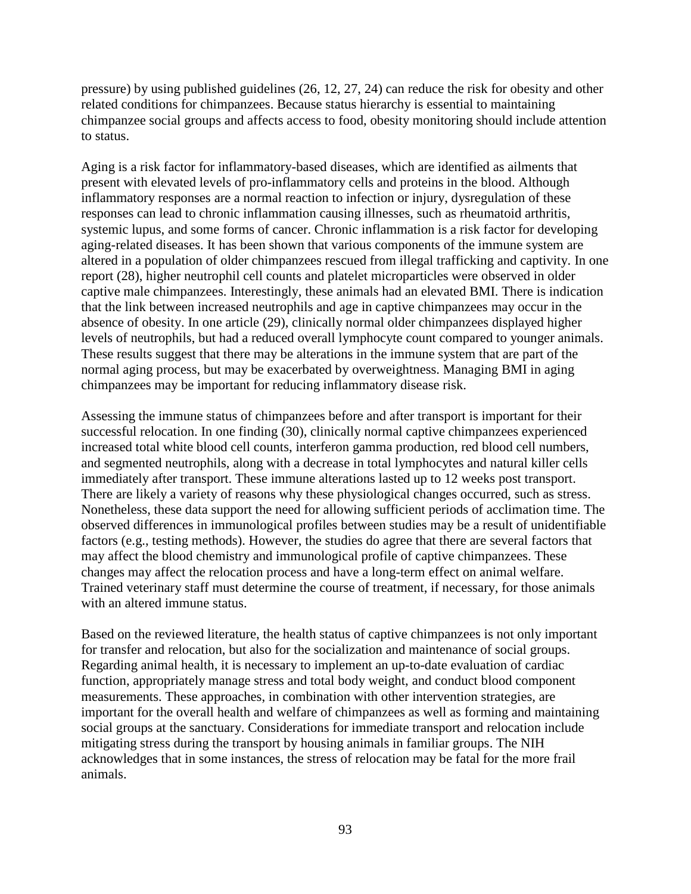pressure) by using published guidelines (26, 12, 27, 24) can reduce the risk for obesity and other related conditions for chimpanzees. Because status hierarchy is essential to maintaining chimpanzee social groups and affects access to food, obesity monitoring should include attention to status.

Aging is a risk factor for inflammatory-based diseases, which are identified as ailments that present with elevated levels of pro-inflammatory cells and proteins in the blood. Although inflammatory responses are a normal reaction to infection or injury, dysregulation of these responses can lead to chronic inflammation causing illnesses, such as rheumatoid arthritis, systemic lupus, and some forms of cancer. Chronic inflammation is a risk factor for developing aging-related diseases. It has been shown that various components of the immune system are altered in a population of older chimpanzees rescued from illegal trafficking and captivity. In one report (28), higher neutrophil cell counts and platelet microparticles were observed in older captive male chimpanzees. Interestingly, these animals had an elevated BMI. There is indication that the link between increased neutrophils and age in captive chimpanzees may occur in the absence of obesity. In one article (29), clinically normal older chimpanzees displayed higher levels of neutrophils, but had a reduced overall lymphocyte count compared to younger animals. These results suggest that there may be alterations in the immune system that are part of the normal aging process, but may be exacerbated by overweightness. Managing BMI in aging chimpanzees may be important for reducing inflammatory disease risk.

Assessing the immune status of chimpanzees before and after transport is important for their successful relocation. In one finding (30), clinically normal captive chimpanzees experienced increased total white blood cell counts, interferon gamma production, red blood cell numbers, and segmented neutrophils, along with a decrease in total lymphocytes and natural killer cells immediately after transport. These immune alterations lasted up to 12 weeks post transport. There are likely a variety of reasons why these physiological changes occurred, such as stress. Nonetheless, these data support the need for allowing sufficient periods of acclimation time. The observed differences in immunological profiles between studies may be a result of unidentifiable factors (e.g., testing methods). However, the studies do agree that there are several factors that may affect the blood chemistry and immunological profile of captive chimpanzees. These changes may affect the relocation process and have a long-term effect on animal welfare. Trained veterinary staff must determine the course of treatment, if necessary, for those animals with an altered immune status.

Based on the reviewed literature, the health status of captive chimpanzees is not only important for transfer and relocation, but also for the socialization and maintenance of social groups. Regarding animal health, it is necessary to implement an up-to-date evaluation of cardiac function, appropriately manage stress and total body weight, and conduct blood component measurements. These approaches, in combination with other intervention strategies, are important for the overall health and welfare of chimpanzees as well as forming and maintaining social groups at the sanctuary. Considerations for immediate transport and relocation include mitigating stress during the transport by housing animals in familiar groups. The NIH acknowledges that in some instances, the stress of relocation may be fatal for the more frail animals.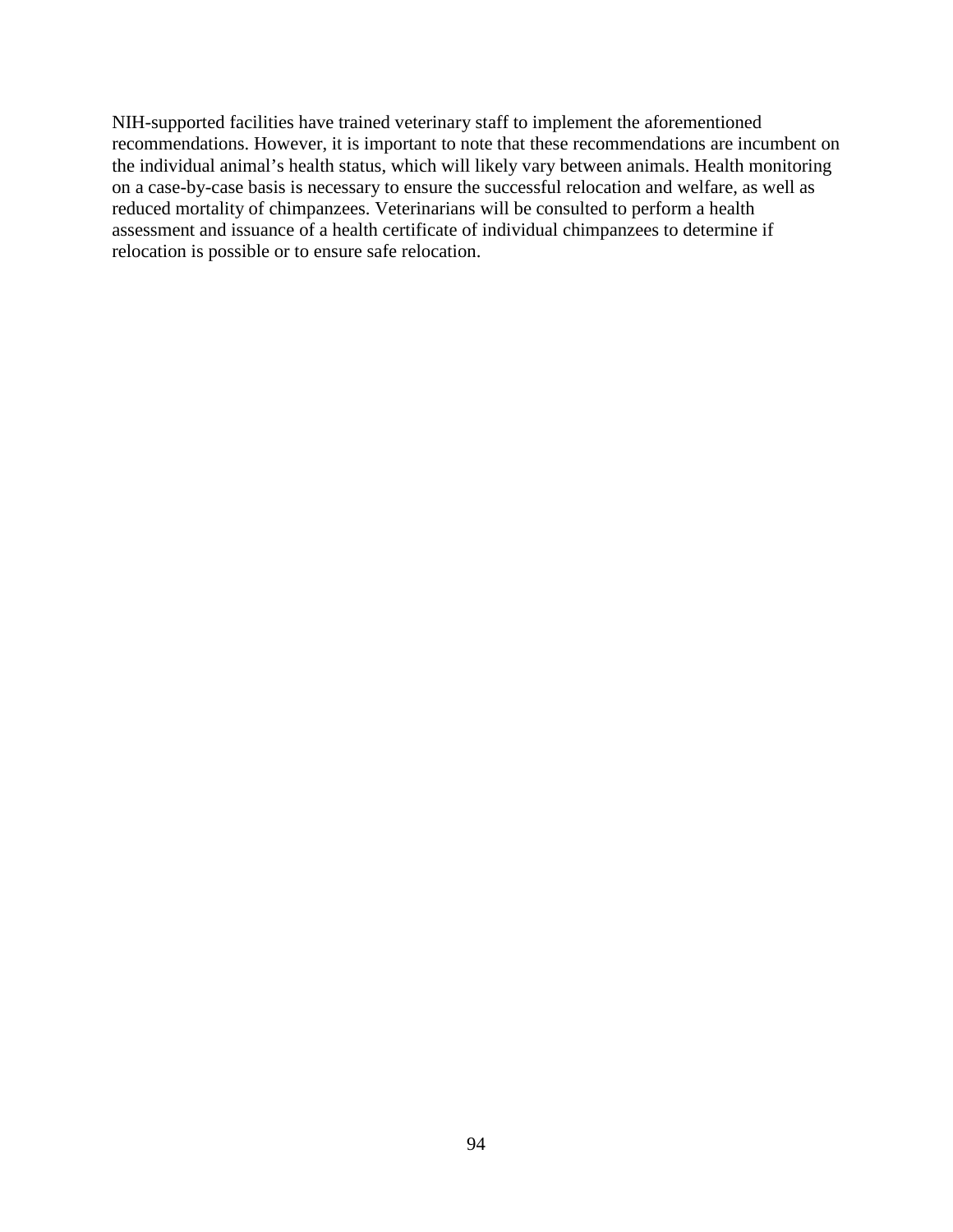NIH-supported facilities have trained veterinary staff to implement the aforementioned recommendations. However, it is important to note that these recommendations are incumbent on the individual animal's health status, which will likely vary between animals. Health monitoring on a case-by-case basis is necessary to ensure the successful relocation and welfare, as well as reduced mortality of chimpanzees. Veterinarians will be consulted to perform a health assessment and issuance of a health certificate of individual chimpanzees to determine if relocation is possible or to ensure safe relocation.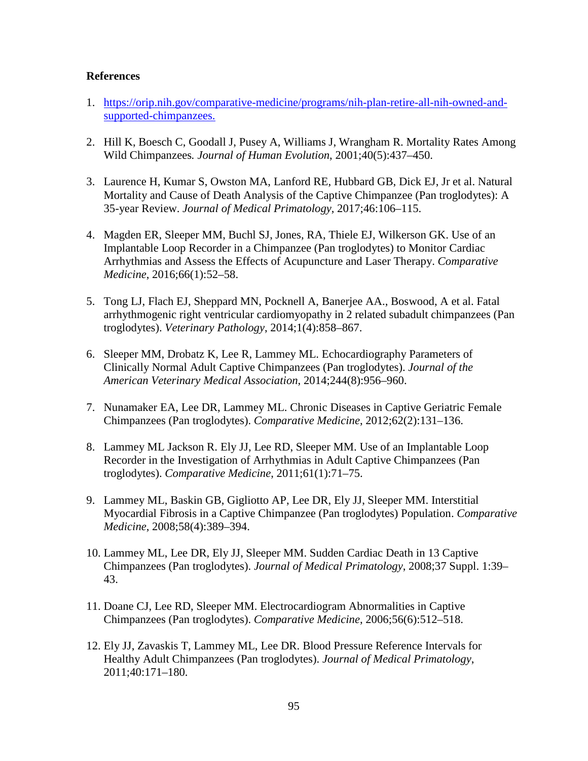**References**

1. [https://orip.nih.gov/comparative-medicine/programs/nih-plan-retire-all-nih-owned-and-supported-chimpanzees.](https://orip.nih.gov/comparative-medicine/programs/nih-plan-retire-all-nih-owned-and-supported-chimpanzees)

2. Hill K, Boesch C, Goodall J, Pusey A, Williams J, Wrangham R. Mortality Rates Among Wild Chimpanzees. *Journal of Human Evolution*, 2001;40(5):437–450.

3. Laurence H, Kumar S, Owston MA, Lanford RE, Hubbard GB, Dick EJ, Jr et al. Natural Mortality and Cause of Death Analysis of the Captive Chimpanzee (Pan troglodytes): A 35-year Review. *Journal of Medical Primatology*, 2017;46:106–115.

4. Magden ER, Sleeper MM, Buchl SJ, Jones, RA, Thiele EJ, Wilkerson GK. Use of an Implantable Loop Recorder in a Chimpanzee (Pan troglodytes) to Monitor Cardiac Arrhythmias and Assess the Effects of Acupuncture and Laser Therapy. *Comparative Medicine*, 2016;66(1):52–58.

5. Tong LJ, Flach EJ, Sheppard MN, Pocknell A, Banerjee AA., Boswood, A et al. Fatal arrhythmogenic right ventricular cardiomyopathy in 2 related subadult chimpanzees (Pan troglodytes). *Veterinary Pathology*, 2014;1(4):858–867.

6. Sleeper MM, Drobatz K, Lee R, Lammey ML. Echocardiography Parameters of Clinically Normal Adult Captive Chimpanzees (Pan troglodytes). *Journal of the American Veterinary Medical Association*, 2014;244(8):956–960.

7. Nunamaker EA, Lee DR, Lammey ML. Chronic Diseases in Captive Geriatric Female Chimpanzees (Pan troglodytes). *Comparative Medicine*, 2012;62(2):131–136.

8. Lammey ML Jackson R. Ely JJ, Lee RD, Sleeper MM. Use of an Implantable Loop Recorder in the Investigation of Arrhythmias in Adult Captive Chimpanzees (Pan troglodytes). *Comparative Medicine*, 2011;61(1):71–75.

9. Lammey ML, Baskin GB, Gigliotto AP, Lee DR, Ely JJ, Sleeper MM. Interstitial Myocardial Fibrosis in a Captive Chimpanzee (Pan troglodytes) Population. *Comparative Medicine*, 2008;58(4):389–394.

10. Lammey ML, Lee DR, Ely JJ, Sleeper MM. Sudden Cardiac Death in 13 Captive Chimpanzees (Pan troglodytes). *Journal of Medical Primatology*, 2008;37 Suppl. 1:39–43.

11. Doane CJ, Lee RD, Sleeper MM. Electrocardiogram Abnormalities in Captive Chimpanzees (Pan troglodytes). *Comparative Medicine*, 2006;56(6):512–518.

12. Ely JJ, Zavaskis T, Lammey ML, Lee DR. Blood Pressure Reference Intervals for Healthy Adult Chimpanzees (Pan troglodytes). *Journal of Medical Primatology*, 2011;40:171–180.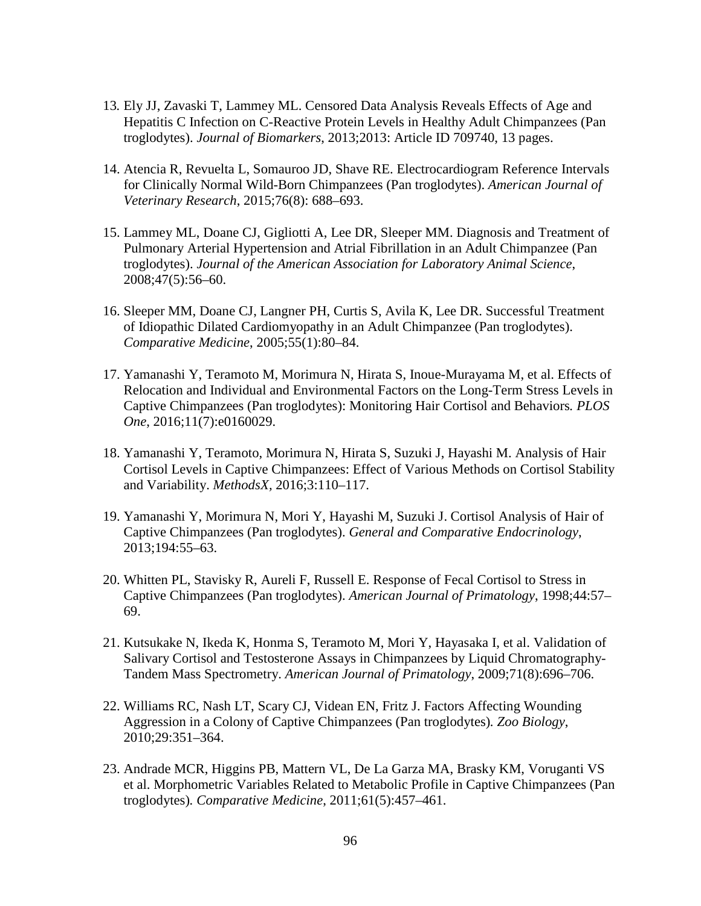13. Ely JJ, Zavaski T, Lammey ML. Censored Data Analysis Reveals Effects of Age and Hepatitis C Infection on C-Reactive Protein Levels in Healthy Adult Chimpanzees (Pan troglodytes). *Journal of Biomarkers*, 2013;2013: Article ID 709740, 13 pages.

14. Atencia R, Revuelta L, Somauroo JD, Shave RE. Electrocardiogram Reference Intervals for Clinically Normal Wild-Born Chimpanzees (Pan troglodytes). *American Journal of Veterinary Research*, 2015;76(8): 688–693.

15. Lammey ML, Doane CJ, Gigliotti A, Lee DR, Sleeper MM. Diagnosis and Treatment of Pulmonary Arterial Hypertension and Atrial Fibrillation in an Adult Chimpanzee (Pan troglodytes). *Journal of the American Association for Laboratory Animal Science*, 2008;47(5):56–60.

16. Sleeper MM, Doane CJ, Langner PH, Curtis S, Avila K, Lee DR. Successful Treatment of Idiopathic Dilated Cardiomyopathy in an Adult Chimpanzee (Pan troglodytes). *Comparative Medicine*, 2005;55(1):80–84.

17. Yamanashi Y, Teramoto M, Morimura N, Hirata S, Inoue-Murayama M, et al. Effects of Relocation and Individual and Environmental Factors on the Long-Term Stress Levels in Captive Chimpanzees (Pan troglodytes): Monitoring Hair Cortisol and Behaviors. *PLOS One*, 2016;11(7):e0160029.

18. Yamanashi Y, Teramoto, Morimura N, Hirata S, Suzuki J, Hayashi M. Analysis of Hair Cortisol Levels in Captive Chimpanzees: Effect of Various Methods on Cortisol Stability and Variability. *MethodsX*, 2016;3:110–117.

19. Yamanashi Y, Morimura N, Mori Y, Hayashi M, Suzuki J. Cortisol Analysis of Hair of Captive Chimpanzees (Pan troglodytes). *General and Comparative Endocrinology*, 2013;194:55–63.

20. Whitten PL, Stavisky R, Aureli F, Russell E. Response of Fecal Cortisol to Stress in Captive Chimpanzees (Pan troglodytes). *American Journal of Primatology*, 1998;44:57–69.

21. Kutsukake N, Ikeda K, Honma S, Teramoto M, Mori Y, Hayasaka I, et al. Validation of Salivary Cortisol and Testosterone Assays in Chimpanzees by Liquid Chromatography-Tandem Mass Spectrometry. *American Journal of Primatology*, 2009;71(8):696–706.

22. Williams RC, Nash LT, Scary CJ, Videan EN, Fritz J. Factors Affecting Wounding Aggression in a Colony of Captive Chimpanzees (Pan troglodytes). *Zoo Biology*, 2010;29:351–364.

23. Andrade MCR, Higgins PB, Mattern VL, De La Garza MA, Brasky KM, Voruganti VS et al. Morphometric Variables Related to Metabolic Profile in Captive Chimpanzees (Pan troglodytes). *Comparative Medicine*, 2011;61(5):457–461.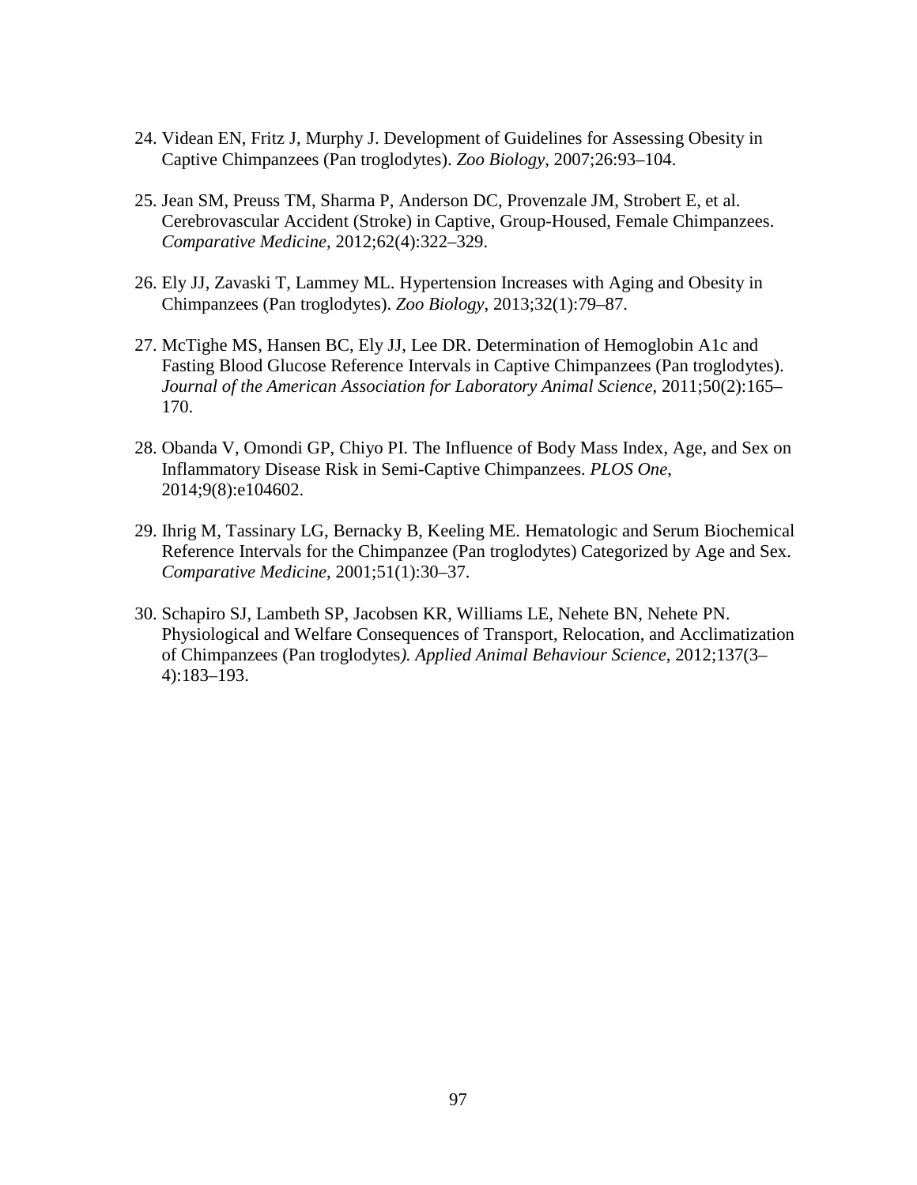24. Videan EN, Fritz J, Murphy J. Development of Guidelines for Assessing Obesity in Captive Chimpanzees (Pan troglodytes). *Zoo Biology*, 2007;26:93–104.

25. Jean SM, Preuss TM, Sharma P, Anderson DC, Provenzale JM, Strobert E, et al. Cerebrovascular Accident (Stroke) in Captive, Group-Housed, Female Chimpanzees. *Comparative Medicine*, 2012;62(4):322–329.

26. Ely JJ, Zavaski T, Lammey ML. Hypertension Increases with Aging and Obesity in Chimpanzees (Pan troglodytes). *Zoo Biology*, 2013;32(1):79–87.

27. McTighe MS, Hansen BC, Ely JJ, Lee DR. Determination of Hemoglobin A1c and Fasting Blood Glucose Reference Intervals in Captive Chimpanzees (Pan troglodytes). *Journal of the American Association for Laboratory Animal Science*, 2011;50(2):165–170.

28. Obanda V, Omondi GP, Chiyo PI. The Influence of Body Mass Index, Age, and Sex on Inflammatory Disease Risk in Semi-Captive Chimpanzees. *PLOS One*, 2014;9(8):e104602.

29. Ihrig M, Tassinary LG, Bernacky B, Keeling ME. Hematologic and Serum Biochemical Reference Intervals for the Chimpanzee (Pan troglodytes) Categorized by Age and Sex. *Comparative Medicine*, 2001;51(1):30–37.

30. Schapiro SJ, Lambeth SP, Jacobsen KR, Williams LE, Nehete BN, Nehete PN. Physiological and Welfare Consequences of Transport, Relocation, and Acclimatization of Chimpanzees (Pan troglodytes). *Applied Animal Behaviour Science*, 2012;137(3–4):183–193.